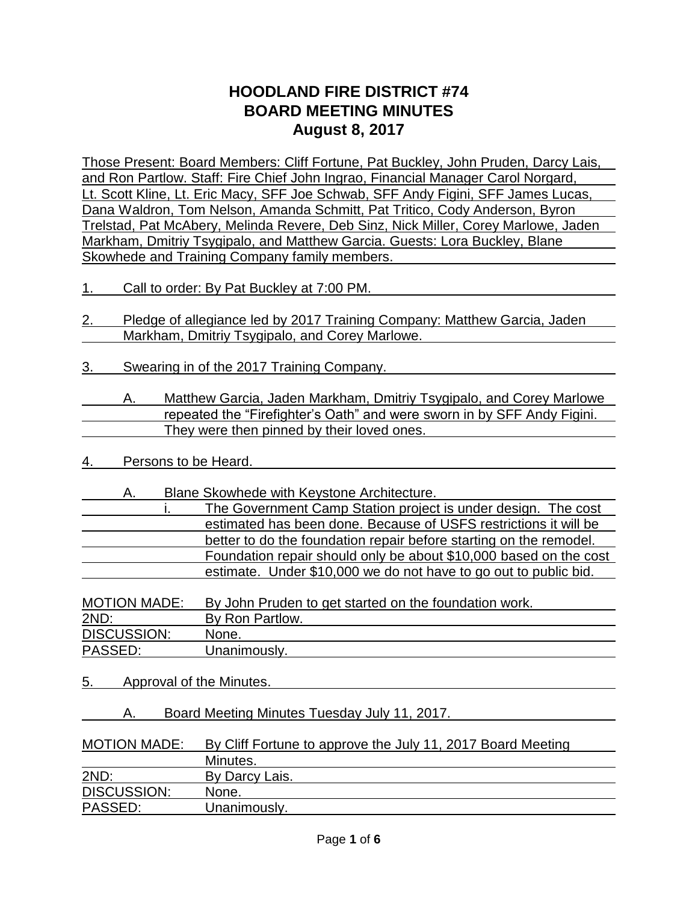# HOODLAND FIRE DISTRICT #74
# BOARD MEETING MINUTES
# August 8, 2017

Those Present: Board Members: Cliff Fortune, Pat Buckley, John Pruden, Darcy Lais, and Ron Partlow. Staff: Fire Chief John Ingrao, Financial Manager Carol Norgard, Lt. Scott Kline, Lt. Eric Macy, SFF Joe Schwab, SFF Andy Figini, SFF James Lucas, Dana Waldron, Tom Nelson, Amanda Schmitt, Pat Tritico, Cody Anderson, Byron Trelstad, Pat McAbery, Melinda Revere, Deb Sinz, Nick Miller, Corey Marlowe, Jaden Markham, Dmitriy Tsygipalo, and Matthew Garcia. Guests: Lora Buckley, Blane Skowhede and Training Company family members.

1. Call to order: By Pat Buckley at 7:00 PM.

2. Pledge of allegiance led by 2017 Training Company: Matthew Garcia, Jaden Markham, Dmitriy Tsygipalo, and Corey Marlowe.

3. Swearing in of the 2017 Training Company.

   A. Matthew Garcia, Jaden Markham, Dmitriy Tsygipalo, and Corey Marlowe repeated the "Firefighter's Oath" and were sworn in by SFF Andy Figini. They were then pinned by their loved ones.

4. Persons to be Heard.

   A. Blane Skowhede with Keystone Architecture.

      i. The Government Camp Station project is under design. The cost estimated has been done. Because of USFS restrictions it will be better to do the foundation repair before starting on the remodel. Foundation repair should only be about $10,000 based on the cost estimate. Under $10,000 we do not have to go out to public bid.

| | |
|---|---|
| MOTION MADE: | By John Pruden to get started on the foundation work. |
| 2ND: | By Ron Partlow. |
| DISCUSSION: | None. |
| PASSED: | Unanimously. |

5. Approval of the Minutes.

   A. Board Meeting Minutes Tuesday July 11, 2017.

| | |
|---|---|
| MOTION MADE: | By Cliff Fortune to approve the July 11, 2017 Board Meeting Minutes. |
| 2ND: | By Darcy Lais. |
| DISCUSSION: | None. |
| PASSED: | Unanimously. |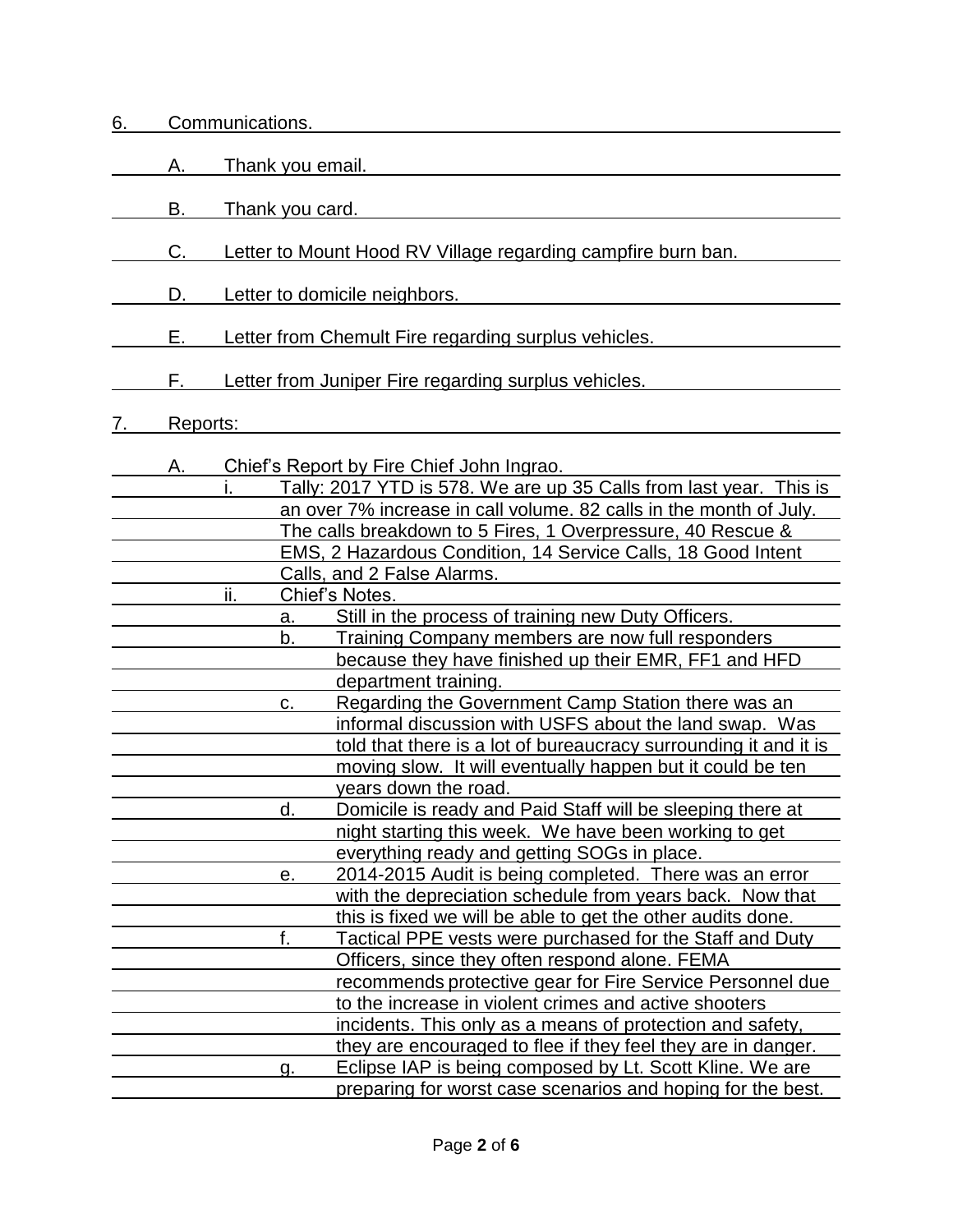6. Communications.

   A. Thank you email.

   B. Thank you card.

   C. Letter to Mount Hood RV Village regarding campfire burn ban.

   D. Letter to domicile neighbors.

   E. Letter from Chemult Fire regarding surplus vehicles.

   F. Letter from Juniper Fire regarding surplus vehicles.

7. Reports:

   A. Chief's Report by Fire Chief John Ingrao.

      i. Tally: 2017 YTD is 578. We are up 35 Calls from last year. This is an over 7% increase in call volume. 82 calls in the month of July. The calls breakdown to 5 Fires, 1 Overpressure, 40 Rescue & EMS, 2 Hazardous Condition, 14 Service Calls, 18 Good Intent Calls, and 2 False Alarms.

      ii. Chief's Notes.

         a. Still in the process of training new Duty Officers.

         b. Training Company members are now full responders because they have finished up their EMR, FF1 and HFD department training.

         c. Regarding the Government Camp Station there was an informal discussion with USFS about the land swap. Was told that there is a lot of bureaucracy surrounding it and it is moving slow. It will eventually happen but it could be ten years down the road.

         d. Domicile is ready and Paid Staff will be sleeping there at night starting this week. We have been working to get everything ready and getting SOGs in place.

         e. 2014-2015 Audit is being completed. There was an error with the depreciation schedule from years back. Now that this is fixed we will be able to get the other audits done.

         f. Tactical PPE vests were purchased for the Staff and Duty Officers, since they often respond alone. FEMA recommends protective gear for Fire Service Personnel due to the increase in violent crimes and active shooters incidents. This only as a means of protection and safety, they are encouraged to flee if they feel they are in danger.

         g. Eclipse IAP is being composed by Lt. Scott Kline. We are preparing for worst case scenarios and hoping for the best.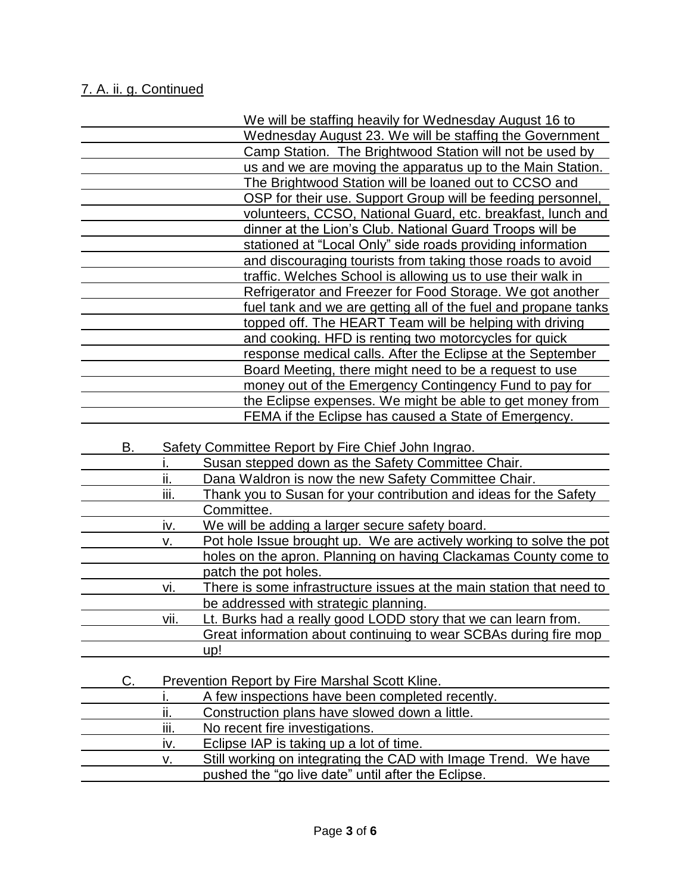7. A. ii. g. Continued

We will be staffing heavily for Wednesday August 16 to Wednesday August 23. We will be staffing the Government Camp Station. The Brightwood Station will not be used by us and we are moving the apparatus up to the Main Station. The Brightwood Station will be loaned out to CCSO and OSP for their use. Support Group will be feeding personnel, volunteers, CCSO, National Guard, etc. breakfast, lunch and dinner at the Lion's Club. National Guard Troops will be stationed at "Local Only" side roads providing information and discouraging tourists from taking those roads to avoid traffic. Welches School is allowing us to use their walk in Refrigerator and Freezer for Food Storage. We got another fuel tank and we are getting all of the fuel and propane tanks topped off. The HEART Team will be helping with driving and cooking. HFD is renting two motorcycles for quick response medical calls. After the Eclipse at the September Board Meeting, there might need to be a request to use money out of the Emergency Contingency Fund to pay for the Eclipse expenses. We might be able to get money from FEMA if the Eclipse has caused a State of Emergency.

B. Safety Committee Report by Fire Chief John Ingrao.

i. Susan stepped down as the Safety Committee Chair.

ii. Dana Waldron is now the new Safety Committee Chair.

iii. Thank you to Susan for your contribution and ideas for the Safety Committee.

iv. We will be adding a larger secure safety board.

v. Pot hole Issue brought up. We are actively working to solve the pot holes on the apron. Planning on having Clackamas County come to patch the pot holes.

vi. There is some infrastructure issues at the main station that need to be addressed with strategic planning.

vii. Lt. Burks had a really good LODD story that we can learn from. Great information about continuing to wear SCBAs during fire mop up!

C. Prevention Report by Fire Marshal Scott Kline.

i. A few inspections have been completed recently.

ii. Construction plans have slowed down a little.

iii. No recent fire investigations.

iv. Eclipse IAP is taking up a lot of time.

v. Still working on integrating the CAD with Image Trend. We have pushed the "go live date" until after the Eclipse.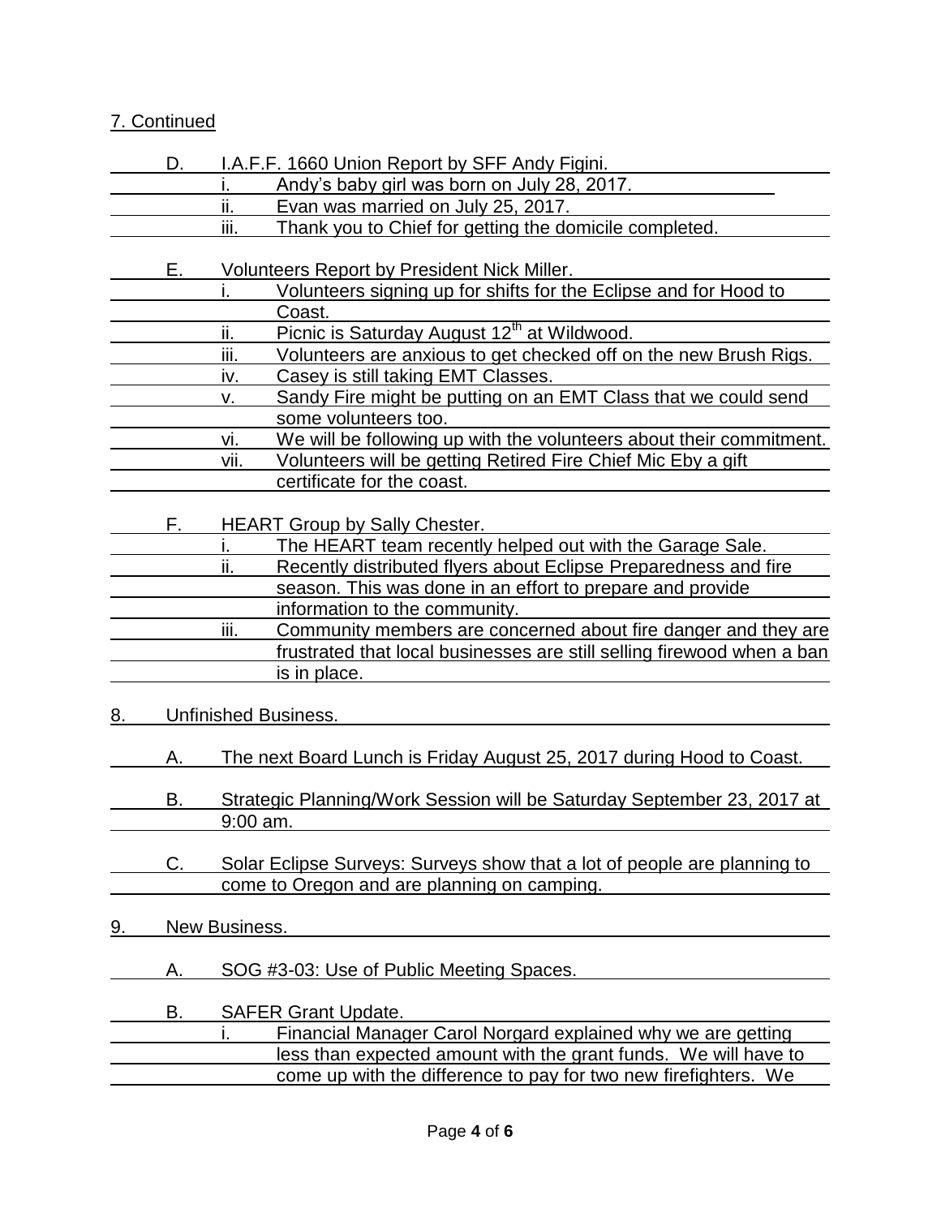7. Continued

D. I.A.F.F. 1660 Union Report by SFF Andy Figini.

   i. Andy's baby girl was born on July 28, 2017.
   ii. Evan was married on July 25, 2017.
   iii. Thank you to Chief for getting the domicile completed.

E. Volunteers Report by President Nick Miller.

   i. Volunteers signing up for shifts for the Eclipse and for Hood to Coast.
   ii. Picnic is Saturday August 12th at Wildwood.
   iii. Volunteers are anxious to get checked off on the new Brush Rigs.
   iv. Casey is still taking EMT Classes.
   v. Sandy Fire might be putting on an EMT Class that we could send some volunteers too.
   vi. We will be following up with the volunteers about their commitment.
   vii. Volunteers will be getting Retired Fire Chief Mic Eby a gift certificate for the coast.

F. HEART Group by Sally Chester.

   i. The HEART team recently helped out with the Garage Sale.
   ii. Recently distributed flyers about Eclipse Preparedness and fire season. This was done in an effort to prepare and provide information to the community.
   iii. Community members are concerned about fire danger and they are frustrated that local businesses are still selling firewood when a ban is in place.

8. Unfinished Business.

   A. The next Board Lunch is Friday August 25, 2017 during Hood to Coast.

   B. Strategic Planning/Work Session will be Saturday September 23, 2017 at 9:00 am.

   C. Solar Eclipse Surveys: Surveys show that a lot of people are planning to come to Oregon and are planning on camping.

9. New Business.

   A. SOG #3-03: Use of Public Meeting Spaces.

   B. SAFER Grant Update.

      i. Financial Manager Carol Norgard explained why we are getting less than expected amount with the grant funds. We will have to come up with the difference to pay for two new firefighters. We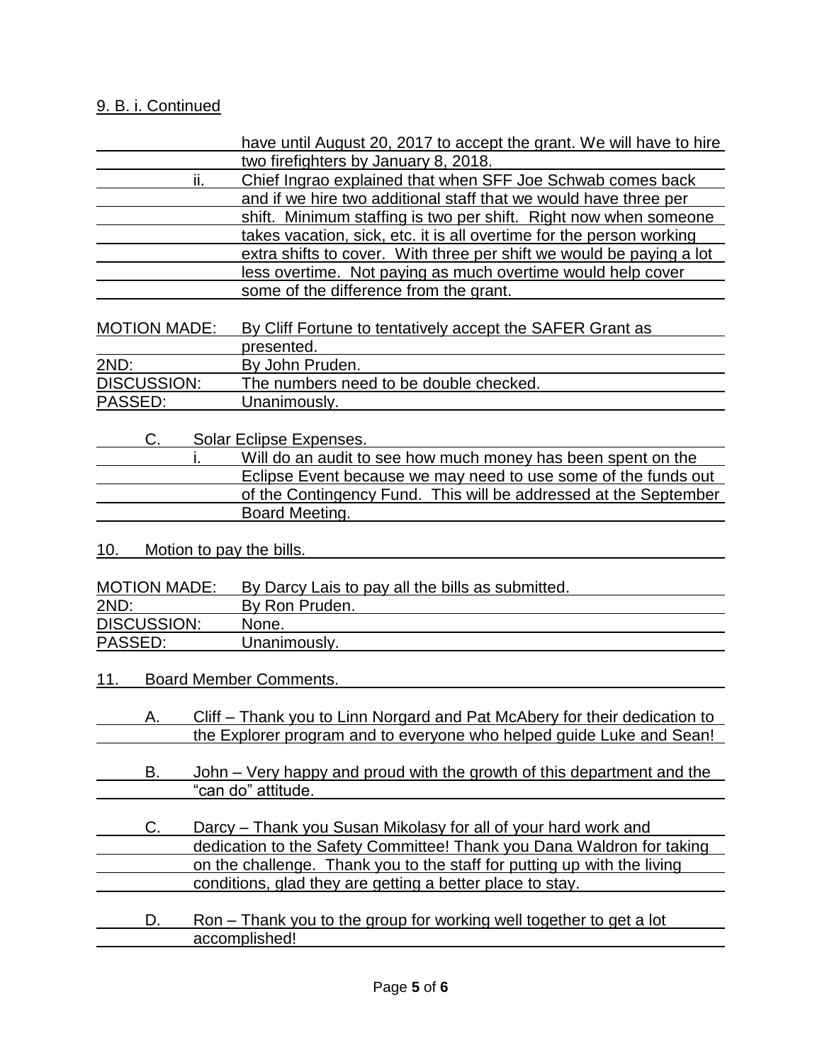9. B. i. Continued

have until August 20, 2017 to accept the grant. We will have to hire two firefighters by January 8, 2018.

ii. Chief Ingrao explained that when SFF Joe Schwab comes back and if we hire two additional staff that we would have three per shift. Minimum staffing is two per shift. Right now when someone takes vacation, sick, etc. it is all overtime for the person working extra shifts to cover. With three per shift we would be paying a lot less overtime. Not paying as much overtime would help cover some of the difference from the grant.

MOTION MADE: By Cliff Fortune to tentatively accept the SAFER Grant as presented.
2ND: By John Pruden.
DISCUSSION: The numbers need to be double checked.
PASSED: Unanimously.

C. Solar Eclipse Expenses.

i. Will do an audit to see how much money has been spent on the Eclipse Event because we may need to use some of the funds out of the Contingency Fund. This will be addressed at the September Board Meeting.

10. Motion to pay the bills.

MOTION MADE: By Darcy Lais to pay all the bills as submitted.
2ND: By Ron Pruden.
DISCUSSION: None.
PASSED: Unanimously.

11. Board Member Comments.

A. Cliff – Thank you to Linn Norgard and Pat McAbery for their dedication to the Explorer program and to everyone who helped guide Luke and Sean!

B. John – Very happy and proud with the growth of this department and the "can do" attitude.

C. Darcy – Thank you Susan Mikolasy for all of your hard work and dedication to the Safety Committee! Thank you Dana Waldron for taking on the challenge. Thank you to the staff for putting up with the living conditions, glad they are getting a better place to stay.

D. Ron – Thank you to the group for working well together to get a lot accomplished!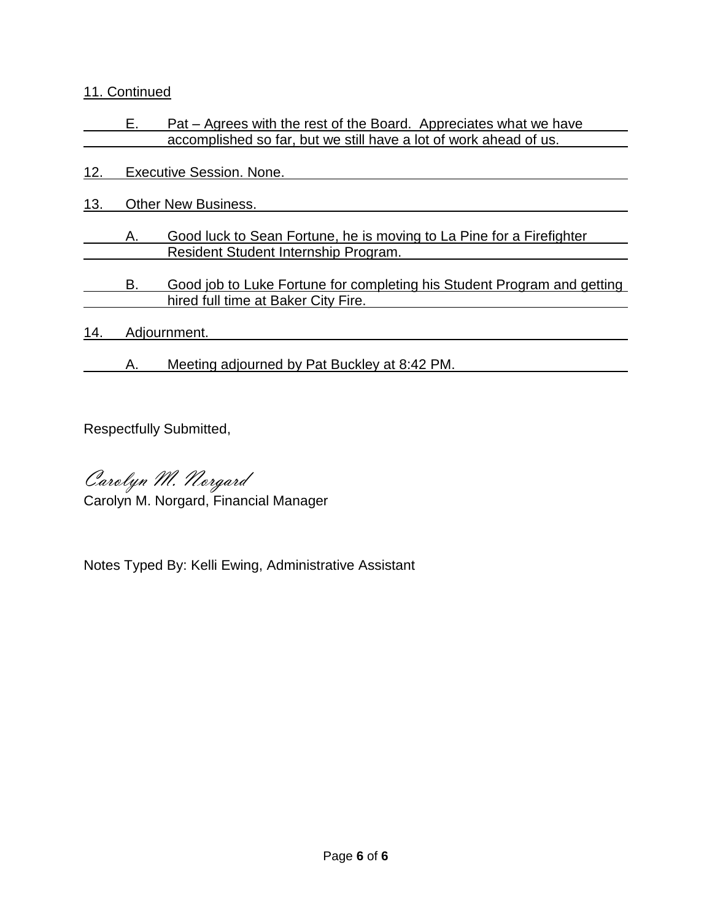11. Continued

E. Pat – Agrees with the rest of the Board. Appreciates what we have accomplished so far, but we still have a lot of work ahead of us.

12. Executive Session. None.

13. Other New Business.

A. Good luck to Sean Fortune, he is moving to La Pine for a Firefighter Resident Student Internship Program.

B. Good job to Luke Fortune for completing his Student Program and getting hired full time at Baker City Fire.

14. Adjournment.

A. Meeting adjourned by Pat Buckley at 8:42 PM.

Respectfully Submitted,

*Carolyn M. Norgard*
Carolyn M. Norgard, Financial Manager

Notes Typed By: Kelli Ewing, Administrative Assistant